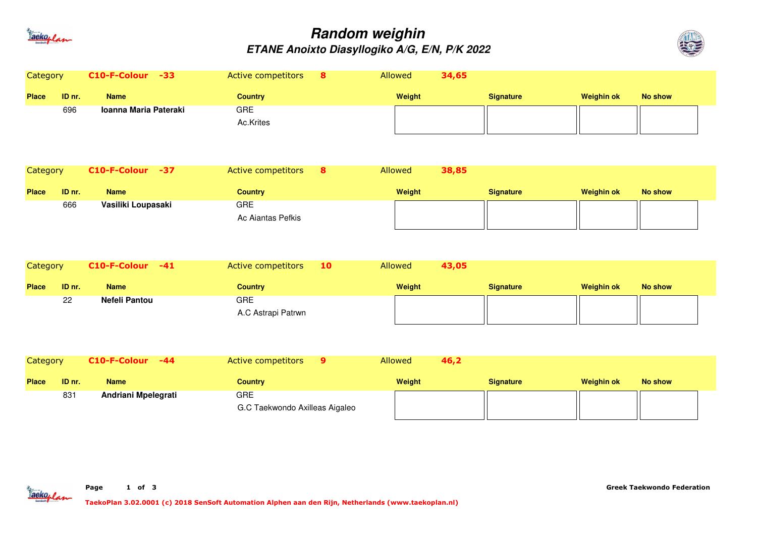# Random weighin

## ETANE Anoixto Diasyllogiko A/G, E/N, P/K 2022

| Category | C10-F-Colour -33 | | Active competitors 8 | Allowed 34,65 | | | |
|---|---|---|---|---|---|---|---|
| **Place** | **ID nr.** | **Name** | **Country** | **Weight** | **Signature** | **Weighin ok** | **No show** |
| | 696 | **Ioanna Maria Pateraki** | GRE<br>Ac.Krites | | | | |

| Category | C10-F-Colour -37 | | Active competitors 8 | Allowed 38,85 | | | |
|---|---|---|---|---|---|---|---|
| **Place** | **ID nr.** | **Name** | **Country** | **Weight** | **Signature** | **Weighin ok** | **No show** |
| | 666 | **Vasiliki Loupasaki** | GRE<br>Ac Aiantas Pefkis | | | | |

| Category | C10-F-Colour -41 | | Active competitors 10 | Allowed 43,05 | | | |
|---|---|---|---|---|---|---|---|
| **Place** | **ID nr.** | **Name** | **Country** | **Weight** | **Signature** | **Weighin ok** | **No show** |
| | 22 | **Nefeli Pantou** | GRE<br>A.C Astrapi Patrwn | | | | |

| Category | C10-F-Colour -44 | | Active competitors 9 | Allowed 46,2 | | | |
|---|---|---|---|---|---|---|---|
| **Place** | **ID nr.** | **Name** | **Country** | **Weight** | **Signature** | **Weighin ok** | **No show** |
| | 831 | **Andriani Mpelegrati** | GRE<br>G.C Taekwondo Axilleas Aigaleo | | | | |

Greek Taekwondo Federation

TaekoPlan 3.02.0001 (c) 2018 SenSoft Automation Alphen aan den Rijn, Netherlands (www.taekoplan.nl)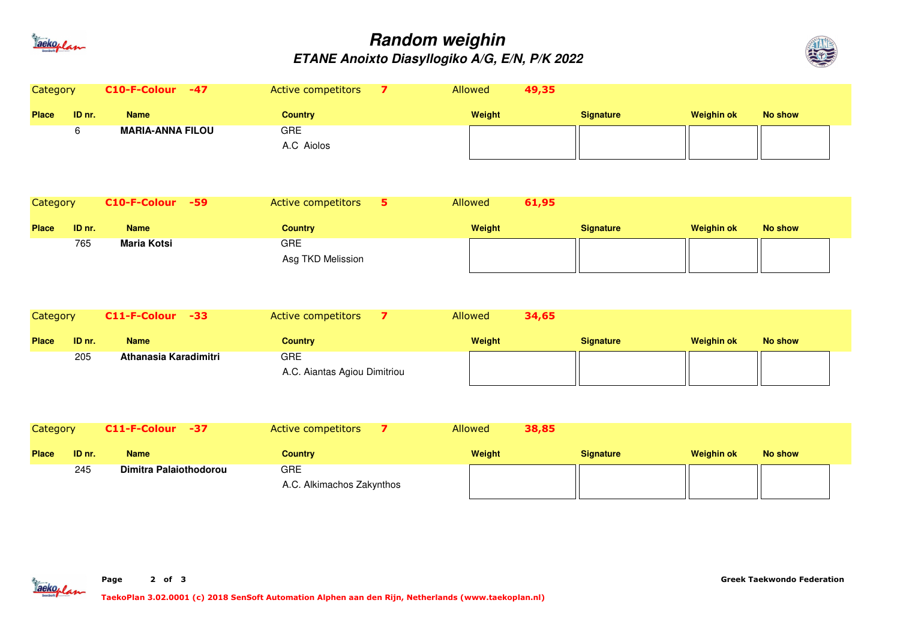# Random weighin

## ETANE Anoixto Diasyllogiko A/G, E/N, P/K 2022

| Category | C10-F-Colour -47 | Active competitors 7 | Allowed 49,35 | | | |
|---|---|---|---|---|---|---|
| **Place** | **ID nr.** | **Name** | **Country** | **Weight** | **Signature** | **Weighin ok** | **No show** |
| | 6 | **MARIA-ANNA FILOU** | GRE<br>A.C Aiolos | | | | |

| Category | C10-F-Colour -59 | Active competitors 5 | Allowed 61,95 | | | |
|---|---|---|---|---|---|---|
| **Place** | **ID nr.** | **Name** | **Country** | **Weight** | **Signature** | **Weighin ok** | **No show** |
| | 765 | **Maria Kotsi** | GRE<br>Asg TKD Melission | | | | |

| Category | C11-F-Colour -33 | Active competitors 7 | Allowed 34,65 | | | |
|---|---|---|---|---|---|---|
| **Place** | **ID nr.** | **Name** | **Country** | **Weight** | **Signature** | **Weighin ok** | **No show** |
| | 205 | **Athanasia Karadimitri** | GRE<br>A.C. Aiantas Agiou Dimitriou | | | | |

| Category | C11-F-Colour -37 | Active competitors 7 | Allowed 38,85 | | | |
|---|---|---|---|---|---|---|
| **Place** | **ID nr.** | **Name** | **Country** | **Weight** | **Signature** | **Weighin ok** | **No show** |
| | 245 | **Dimitra Palaiothodorou** | GRE<br>A.C. Alkimachos Zakynthos | | | | |

Greek Taekwondo Federation

TaekoPlan 3.02.0001 (c) 2018 SenSoft Automation Alphen aan den Rijn, Netherlands (www.taekoplan.nl)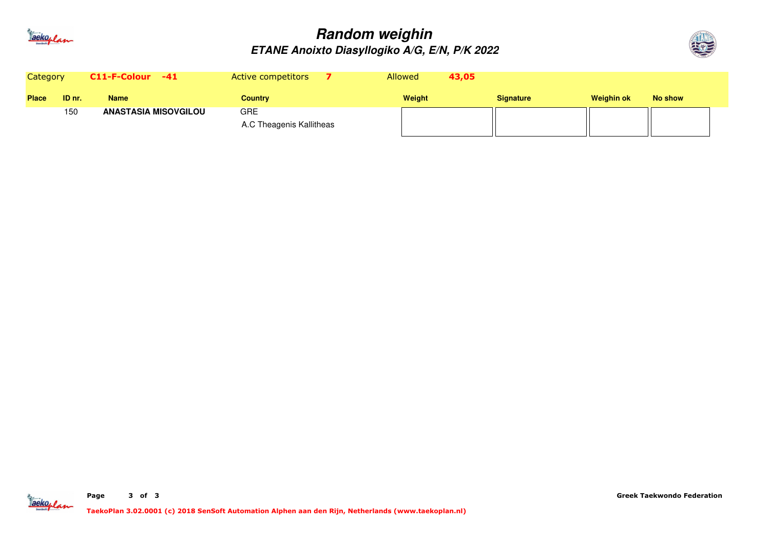# Random weighin

## ETANE Anoixto Diasyllogiko A/G, E/N, P/K 2022

| Category | C11-F-Colour -41 | Active competitors | 7 | Allowed | 43,05 | | |
|---|---|---|---|---|---|---|---|
| **Place** | **ID nr.** | **Name** | **Country** | **Weight** | **Signature** | **Weighin ok** | **No show** |
| | 150 | **ANASTASIA MISOVGILOU** | GRE<br>A.C Theagenis Kallitheas | | | | |

Greek Taekwondo Federation

TaekoPlan 3.02.0001 (c) 2018 SenSoft Automation Alphen aan den Rijn, Netherlands (www.taekoplan.nl)